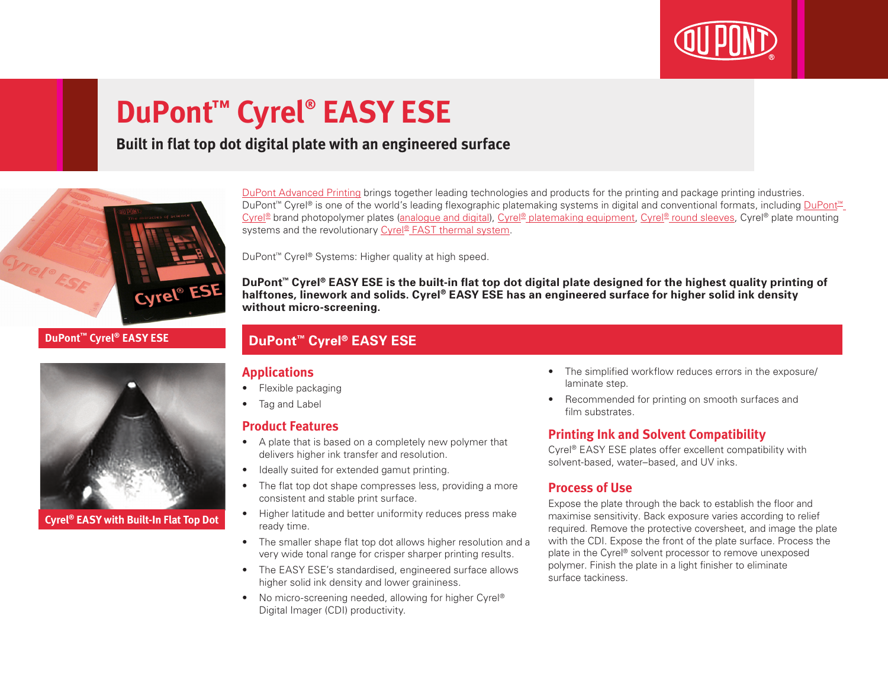# DuPont™ Cyrel® EASY ESE

## Built in flat top dot digital plate with an engineered surface

DuPont™ Cyrel® EASY ESE

Cyrel® EASY with Built-In Flat Top Dot

DuPont Advanced Printing brings together leading technologies and products for the printing and package printing industries. DuPont™ Cyrel® is one of the world's leading flexographic platemaking systems in digital and conventional formats, including DuPont™ Cyrel® brand photopolymer plates (analogue and digital), Cyrel® platemaking equipment, Cyrel® round sleeves, Cyrel® plate mounting systems and the revolutionary Cyrel® FAST thermal system.

DuPont™ Cyrel® Systems: Higher quality at high speed.

**DuPont™ Cyrel® EASY ESE is the built-in flat top dot digital plate designed for the highest quality printing of halftones, linework and solids. Cyrel® EASY ESE has an engineered surface for higher solid ink density without micro-screening.**

## DuPont™ Cyrel® EASY ESE

### Applications

- Flexible packaging
- Tag and Label

### Product Features

- A plate that is based on a completely new polymer that delivers higher ink transfer and resolution.
- Ideally suited for extended gamut printing.
- The flat top dot shape compresses less, providing a more consistent and stable print surface.
- Higher latitude and better uniformity reduces press make ready time.
- The smaller shape flat top dot allows higher resolution and a very wide tonal range for crisper sharper printing results.
- The EASY ESE's standardised, engineered surface allows higher solid ink density and lower graininess.
- No micro-screening needed, allowing for higher Cyrel® Digital Imager (CDI) productivity.
- The simplified workflow reduces errors in the exposure/laminate step.
- Recommended for printing on smooth surfaces and film substrates.

### Printing Ink and Solvent Compatibility

Cyrel® EASY ESE plates offer excellent compatibility with solvent-based, water–based, and UV inks.

### Process of Use

Expose the plate through the back to establish the floor and maximise sensitivity. Back exposure varies according to relief required. Remove the protective coversheet, and image the plate with the CDI. Expose the front of the plate surface. Process the plate in the Cyrel® solvent processor to remove unexposed polymer. Finish the plate in a light finisher to eliminate surface tackiness.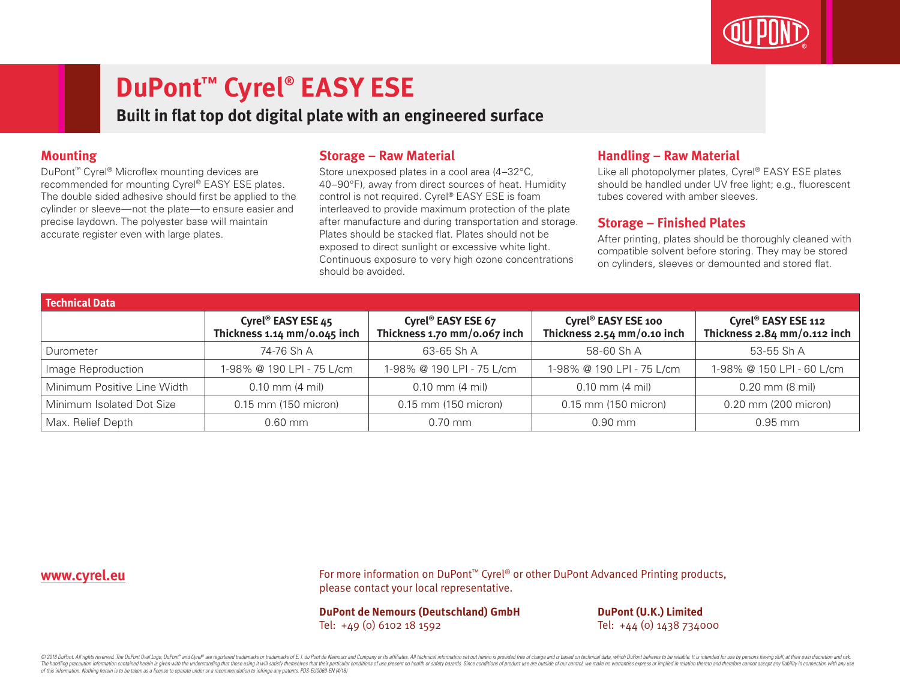# DuPont™ Cyrel® EASY ESE

**Built in flat top dot digital plate with an engineered surface**

## Mounting

DuPont™ Cyrel® Microflex mounting devices are recommended for mounting Cyrel® EASY ESE plates. The double sided adhesive should first be applied to the cylinder or sleeve—not the plate—to ensure easier and precise laydown. The polyester base will maintain accurate register even with large plates.

## Storage – Raw Material

Store unexposed plates in a cool area (4–32°C, 40–90°F), away from direct sources of heat. Humidity control is not required. Cyrel® EASY ESE is foam interleaved to provide maximum protection of the plate after manufacture and during transportation and storage. Plates should be stacked flat. Plates should not be exposed to direct sunlight or excessive white light. Continuous exposure to very high ozone concentrations should be avoided.

## Handling – Raw Material

Like all photopolymer plates, Cyrel® EASY ESE plates should be handled under UV free light; e.g., fluorescent tubes covered with amber sleeves.

## Storage – Finished Plates

After printing, plates should be thoroughly cleaned with compatible solvent before storing. They may be stored on cylinders, sleeves or demounted and stored flat.

**Technical Data**

| | Cyrel® EASY ESE 45 Thickness 1.14 mm/0.045 inch | Cyrel® EASY ESE 67 Thickness 1.70 mm/0.067 inch | Cyrel® EASY ESE 100 Thickness 2.54 mm/0.10 inch | Cyrel® EASY ESE 112 Thickness 2.84 mm/0.112 inch |
|---|---|---|---|---|
| Durometer | 74-76 Sh A | 63-65 Sh A | 58-60 Sh A | 53-55 Sh A |
| Image Reproduction | 1-98% @ 190 LPI - 75 L/cm | 1-98% @ 190 LPI - 75 L/cm | 1-98% @ 190 LPI - 75 L/cm | 1-98% @ 150 LPI - 60 L/cm |
| Minimum Positive Line Width | 0.10 mm (4 mil) | 0.10 mm (4 mil) | 0.10 mm (4 mil) | 0.20 mm (8 mil) |
| Minimum Isolated Dot Size | 0.15 mm (150 micron) | 0.15 mm (150 micron) | 0.15 mm (150 micron) | 0.20 mm (200 micron) |
| Max. Relief Depth | 0.60 mm | 0.70 mm | 0.90 mm | 0.95 mm |

**www.cyrel.eu**

For more information on DuPont™ Cyrel® or other DuPont Advanced Printing products, please contact your local representative.

**DuPont de Nemours (Deutschland) GmbH**
Tel: +49 (0) 6102 18 1592

**DuPont (U.K.) Limited**
Tel: +44 (0) 1438 734000

*© 2018 DuPont. All rights reserved. The DuPont Oval Logo, DuPont™ and Cyrel® are registered trademarks or trademarks of E. I. du Pont de Nemours and Company or its affiliates. All technical information set out herein is provided free of charge and is based on technical data, which DuPont believes to be reliable. It is intended for use by persons having skill, at their own discretion and risk. The handling precaution information contained herein is given with the understanding that those using it will satisfy themselves that their particular conditions of use present no health or safety hazards. Since conditions of product use are outside of our control, we make no warranties express or implied in relation thereto and therefore cannot accept any liability in connection with any use of this information. Nothing herein is to be taken as a license to operate under or a recommendation to infringe any patents. PDS-EU0063-EN (4/18)*